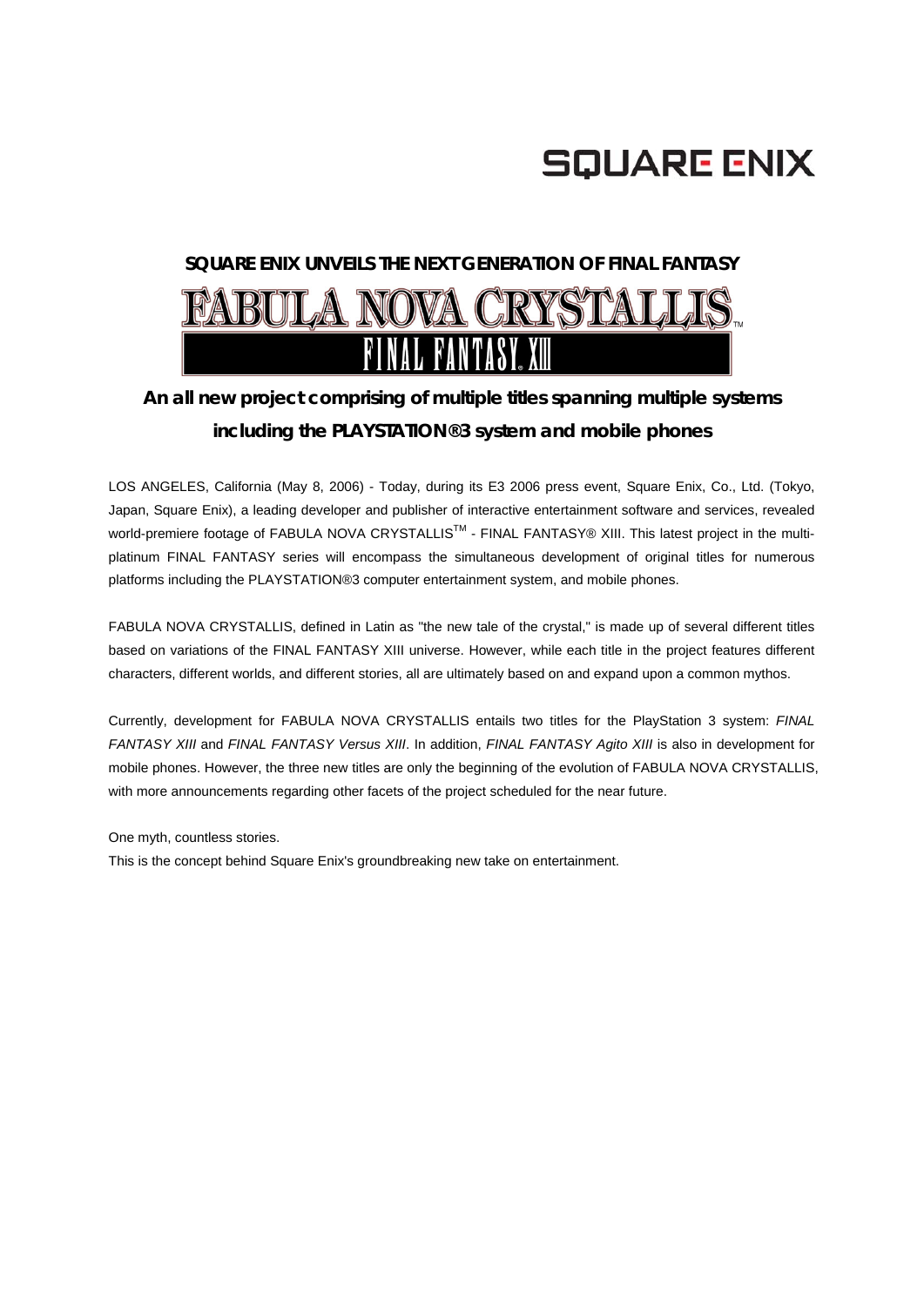SQUARE ENIX

# SQUARE ENIX UNVEILS THE NEXT GENERATION OF FINAL FANTASY

# FABULA NOVA CRYSTALLIS™ FINAL FANTASY® XIII

## An all new project comprising of multiple titles spanning multiple systems including the PLAYSTATION®3 system and mobile phones

LOS ANGELES, California (May 8, 2006) - Today, during its E3 2006 press event, Square Enix, Co., Ltd. (Tokyo, Japan, Square Enix), a leading developer and publisher of interactive entertainment software and services, revealed world-premiere footage of FABULA NOVA CRYSTALLIS™ - FINAL FANTASY® XIII. This latest project in the multi-platinum FINAL FANTASY series will encompass the simultaneous development of original titles for numerous platforms including the PLAYSTATION®3 computer entertainment system, and mobile phones.

FABULA NOVA CRYSTALLIS, defined in Latin as "the new tale of the crystal," is made up of several different titles based on variations of the FINAL FANTASY XIII universe. However, while each title in the project features different characters, different worlds, and different stories, all are ultimately based on and expand upon a common mythos.

Currently, development for FABULA NOVA CRYSTALLIS entails two titles for the PlayStation 3 system: *FINAL FANTASY XIII* and *FINAL FANTASY Versus XIII*. In addition, *FINAL FANTASY Agito XIII* is also in development for mobile phones. However, the three new titles are only the beginning of the evolution of FABULA NOVA CRYSTALLIS, with more announcements regarding other facets of the project scheduled for the near future.

One myth, countless stories.
This is the concept behind Square Enix's groundbreaking new take on entertainment.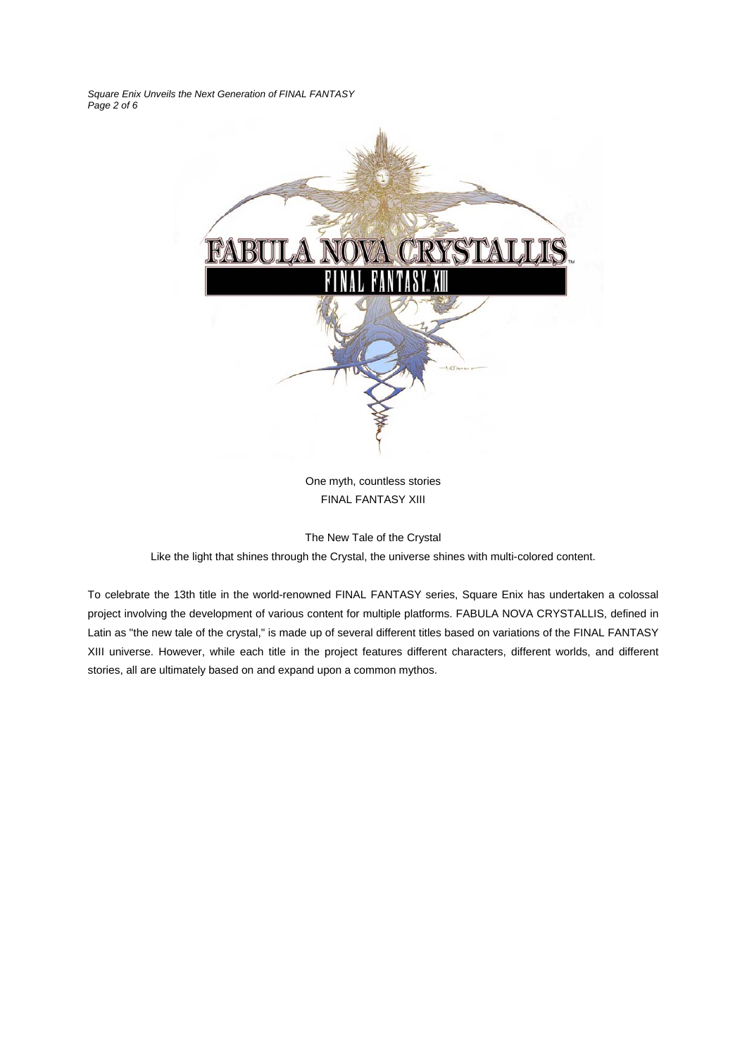One myth, countless stories
FINAL FANTASY XIII

The New Tale of the Crystal

Like the light that shines through the Crystal, the universe shines with multi-colored content.

To celebrate the 13th title in the world-renowned FINAL FANTASY series, Square Enix has undertaken a colossal project involving the development of various content for multiple platforms. FABULA NOVA CRYSTALLIS, defined in Latin as "the new tale of the crystal," is made up of several different titles based on variations of the FINAL FANTASY XIII universe. However, while each title in the project features different characters, different worlds, and different stories, all are ultimately based on and expand upon a common mythos.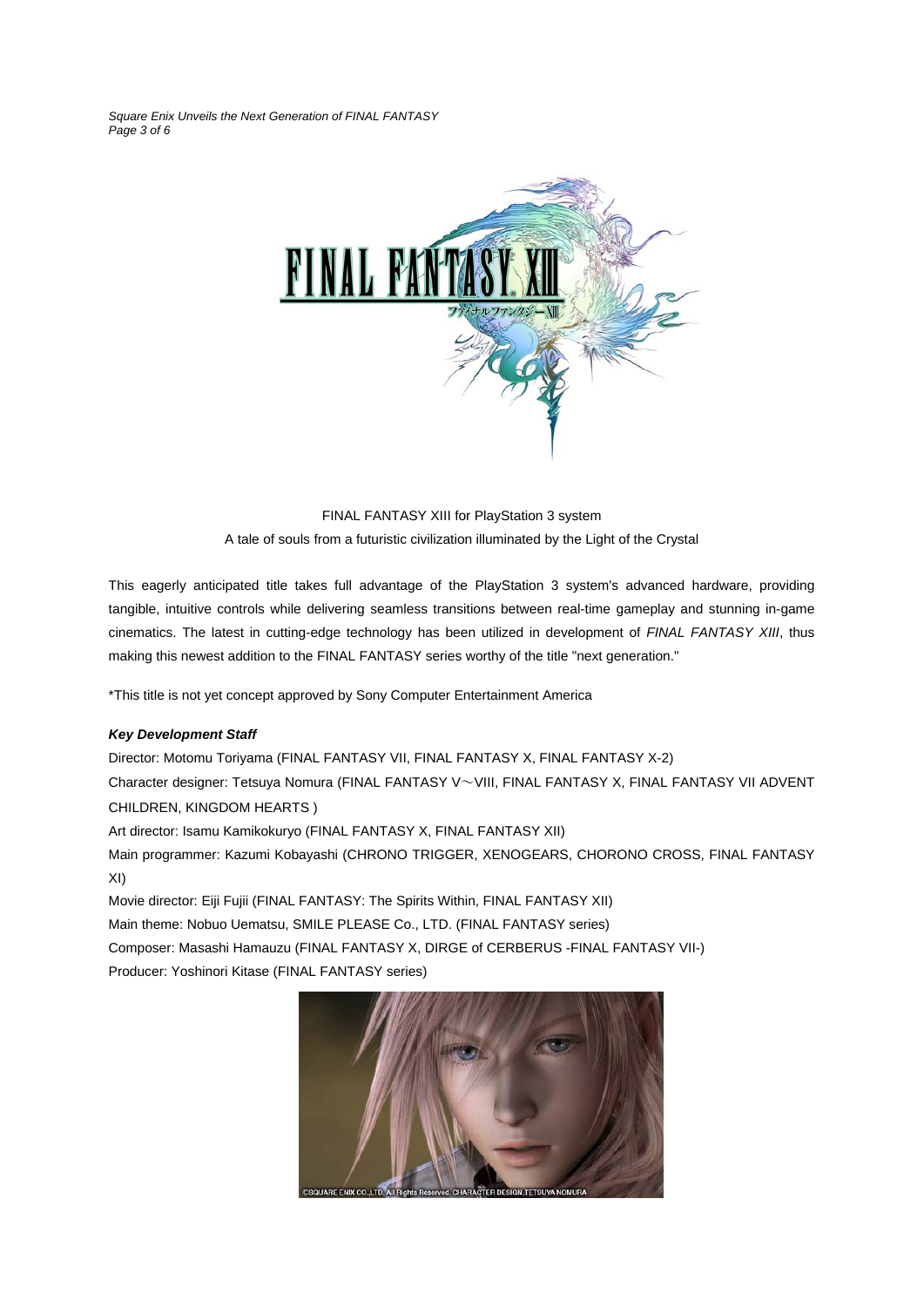FINAL FANTASY XIII for PlayStation 3 system

A tale of souls from a futuristic civilization illuminated by the Light of the Crystal

This eagerly anticipated title takes full advantage of the PlayStation 3 system's advanced hardware, providing tangible, intuitive controls while delivering seamless transitions between real-time gameplay and stunning in-game cinematics. The latest in cutting-edge technology has been utilized in development of *FINAL FANTASY XIII*, thus making this newest addition to the FINAL FANTASY series worthy of the title "next generation."

*This title is not yet concept approved by Sony Computer Entertainment America

***Key Development Staff***

Director: Motomu Toriyama (FINAL FANTASY VII, FINAL FANTASY X, FINAL FANTASY X-2)
Character designer: Tetsuya Nomura (FINAL FANTASY V～VIII, FINAL FANTASY X, FINAL FANTASY VII ADVENT CHILDREN, KINGDOM HEARTS )
Art director: Isamu Kamikokuryo (FINAL FANTASY X, FINAL FANTASY XII)
Main programmer: Kazumi Kobayashi (CHRONO TRIGGER, XENOGEARS, CHORONO CROSS, FINAL FANTASY XI)
Movie director: Eiji Fujii (FINAL FANTASY: The Spirits Within, FINAL FANTASY XII)
Main theme: Nobuo Uematsu, SMILE PLEASE Co., LTD. (FINAL FANTASY series)
Composer: Masashi Hamauzu (FINAL FANTASY X, DIRGE of CERBERUS -FINAL FANTASY VII-)
Producer: Yoshinori Kitase (FINAL FANTASY series)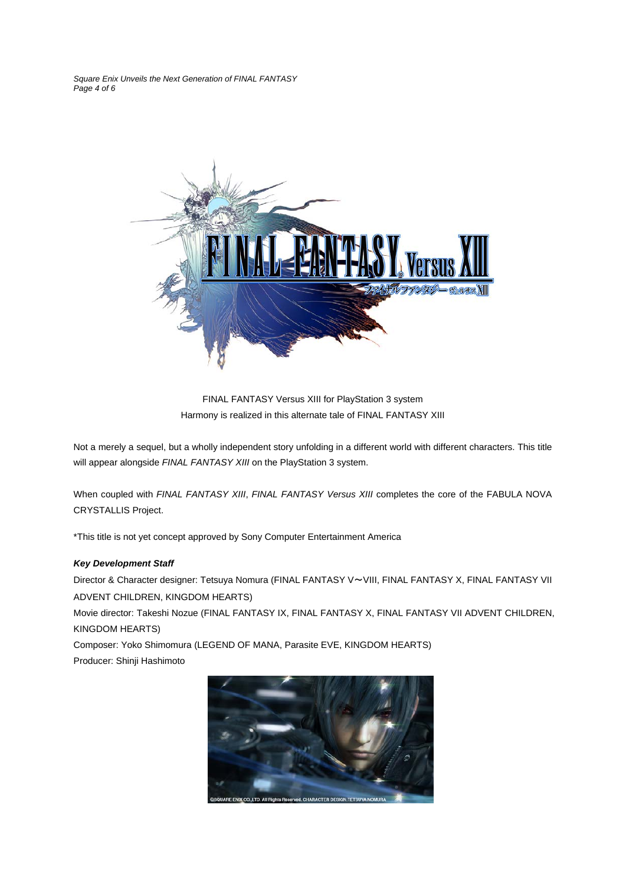FINAL FANTASY Versus XIII for PlayStation 3 system
Harmony is realized in this alternate tale of FINAL FANTASY XIII

Not a merely a sequel, but a wholly independent story unfolding in a different world with different characters. This title will appear alongside *FINAL FANTASY XIII* on the PlayStation 3 system.

When coupled with *FINAL FANTASY XIII*, *FINAL FANTASY Versus XIII* completes the core of the FABULA NOVA CRYSTALLIS Project.

*This title is not yet concept approved by Sony Computer Entertainment America

***Key Development Staff***

Director & Character designer: Tetsuya Nomura (FINAL FANTASY V～VIII, FINAL FANTASY X, FINAL FANTASY VII ADVENT CHILDREN, KINGDOM HEARTS)

Movie director: Takeshi Nozue (FINAL FANTASY IX, FINAL FANTASY X, FINAL FANTASY VII ADVENT CHILDREN, KINGDOM HEARTS)

Composer: Yoko Shimomura (LEGEND OF MANA, Parasite EVE, KINGDOM HEARTS)

Producer: Shinji Hashimoto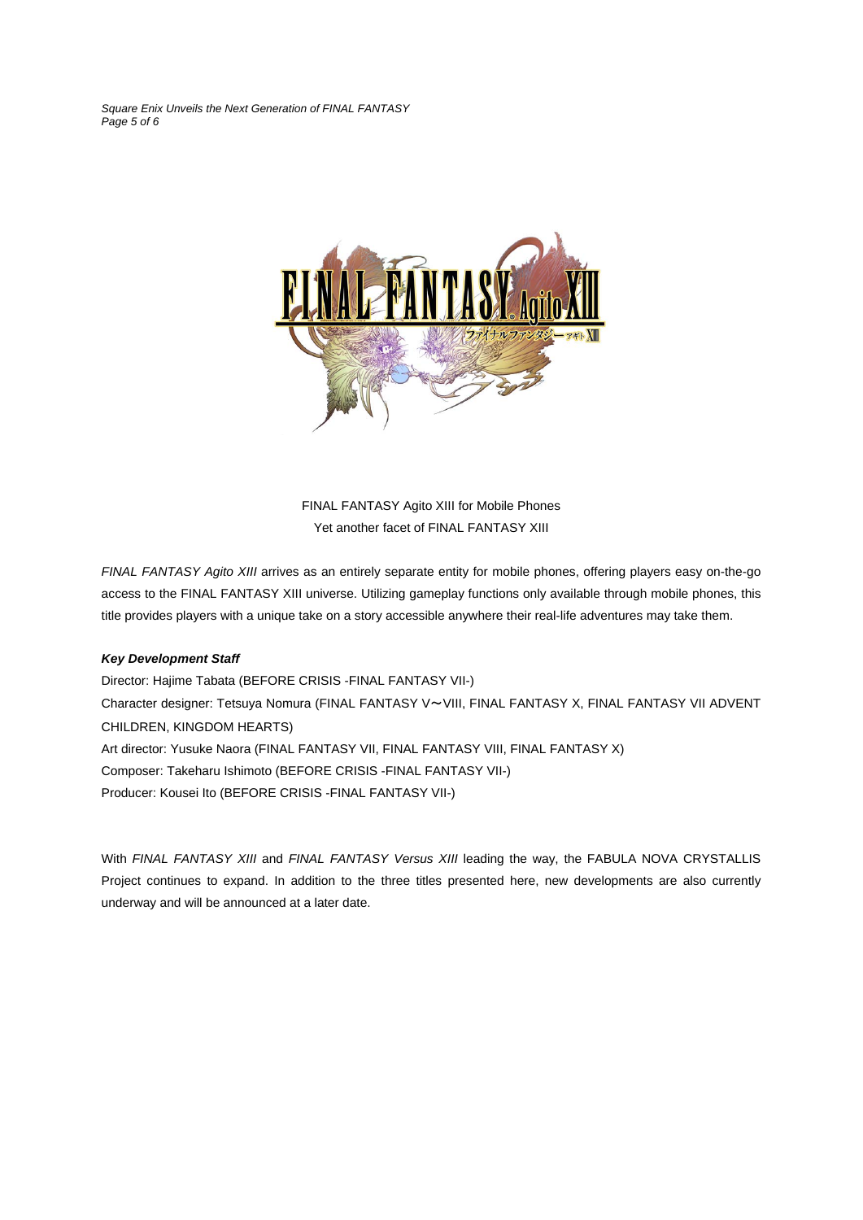FINAL FANTASY Agito XIII for Mobile Phones

Yet another facet of FINAL FANTASY XIII

*FINAL FANTASY Agito XIII* arrives as an entirely separate entity for mobile phones, offering players easy on-the-go access to the FINAL FANTASY XIII universe. Utilizing gameplay functions only available through mobile phones, this title provides players with a unique take on a story accessible anywhere their real-life adventures may take them.

***Key Development Staff***

Director: Hajime Tabata (BEFORE CRISIS -FINAL FANTASY VII-)

Character designer: Tetsuya Nomura (FINAL FANTASY V〜VIII, FINAL FANTASY X, FINAL FANTASY VII ADVENT CHILDREN, KINGDOM HEARTS)

Art director: Yusuke Naora (FINAL FANTASY VII, FINAL FANTASY VIII, FINAL FANTASY X)

Composer: Takeharu Ishimoto (BEFORE CRISIS -FINAL FANTASY VII-)

Producer: Kousei Ito (BEFORE CRISIS -FINAL FANTASY VII-)

With *FINAL FANTASY XIII* and *FINAL FANTASY Versus XIII* leading the way, the FABULA NOVA CRYSTALLIS Project continues to expand. In addition to the three titles presented here, new developments are also currently underway and will be announced at a later date.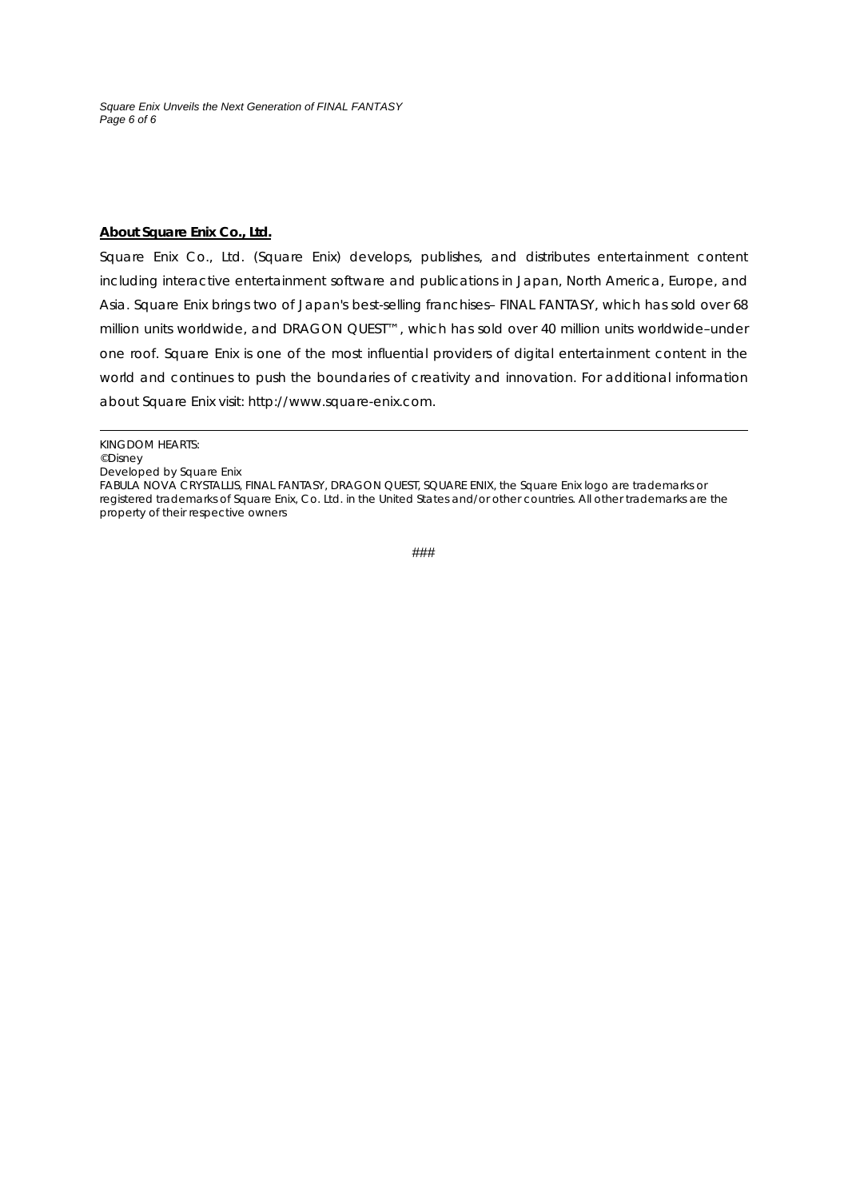**About Square Enix Co., Ltd.**

Square Enix Co., Ltd. (Square Enix) develops, publishes, and distributes entertainment content including interactive entertainment software and publications in Japan, North America, Europe, and Asia. Square Enix brings two of Japan's best-selling franchises– FINAL FANTASY, which has sold over 68 million units worldwide, and DRAGON QUEST™, which has sold over 40 million units worldwide–under one roof. Square Enix is one of the most influential providers of digital entertainment content in the world and continues to push the boundaries of creativity and innovation. For additional information about Square Enix visit: http://www.square-enix.com.

---

KINGDOM HEARTS:
©Disney
Developed by Square Enix
FABULA NOVA CRYSTALLIS, FINAL FANTASY, DRAGON QUEST, SQUARE ENIX, the Square Enix logo are trademarks or registered trademarks of Square Enix, Co. Ltd. in the United States and/or other countries. All other trademarks are the property of their respective owners

###